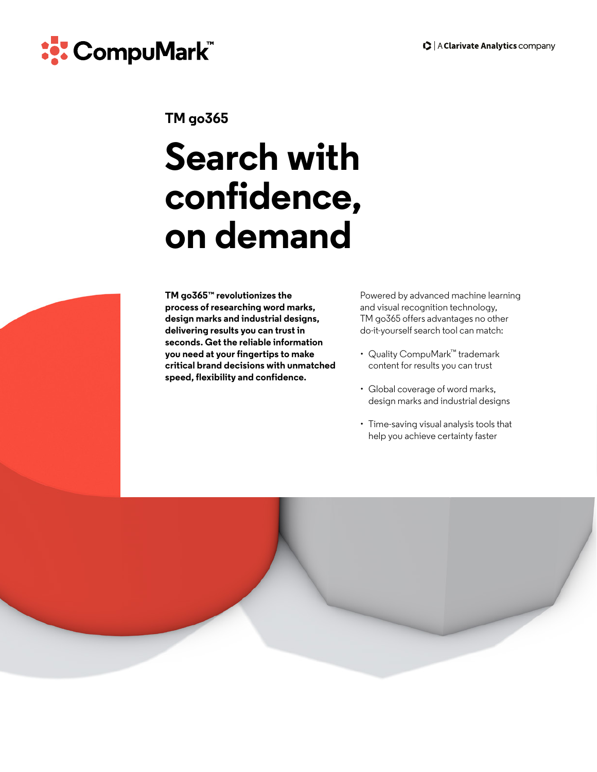CompuMark™

A Clarivate Analytics company

## TM go365

# Search with confidence, on demand

**TM go365™ revolutionizes the process of researching word marks, design marks and industrial designs, delivering results you can trust in seconds. Get the reliable information you need at your fingertips to make critical brand decisions with unmatched speed, flexibility and confidence.**

Powered by advanced machine learning and visual recognition technology, TM go365 offers advantages no other do-it-yourself search tool can match:

- Quality CompuMark™ trademark content for results you can trust
- Global coverage of word marks, design marks and industrial designs
- Time-saving visual analysis tools that help you achieve certainty faster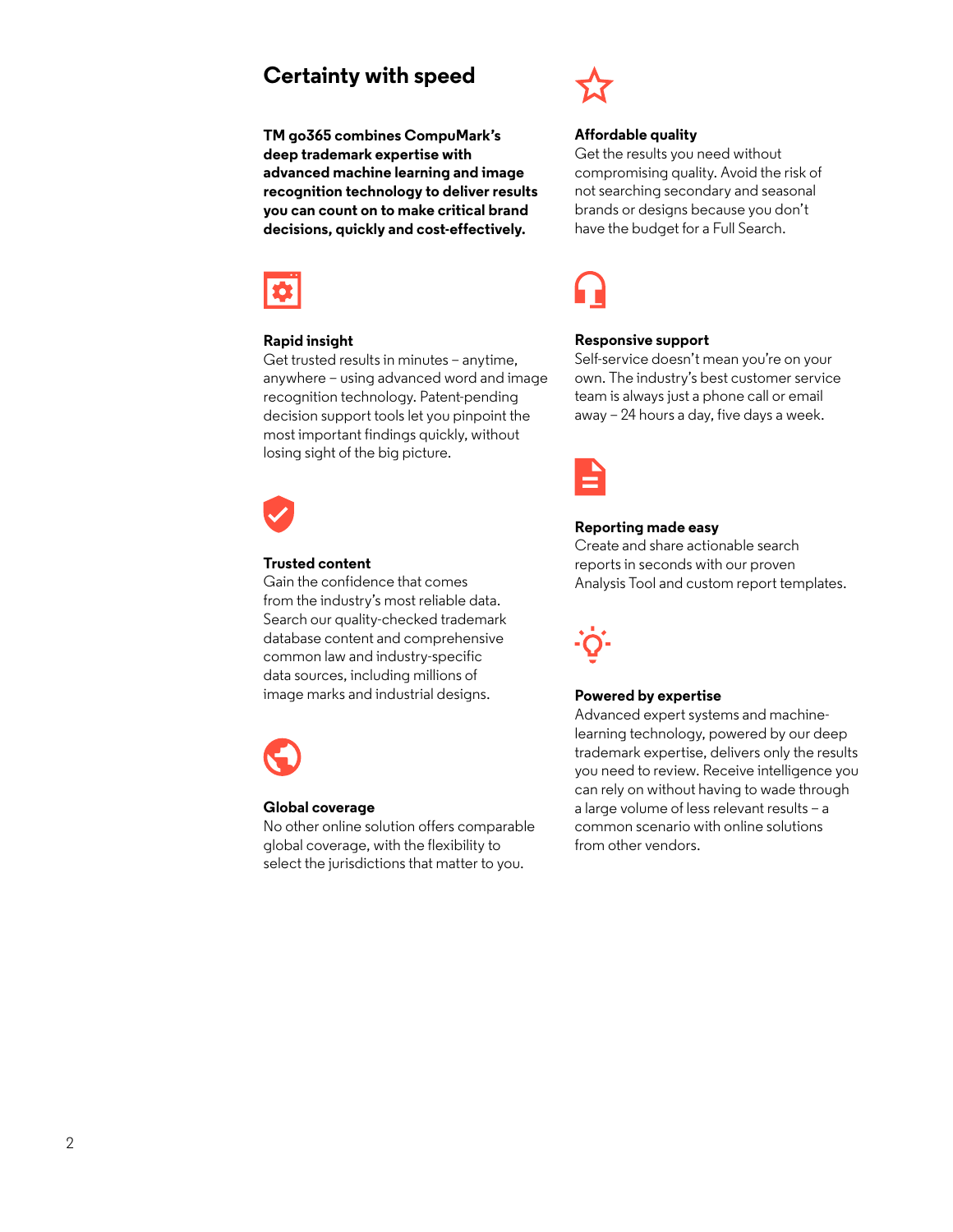## Certainty with speed

**TM go365 combines CompuMark's deep trademark expertise with advanced machine learning and image recognition technology to deliver results you can count on to make critical brand decisions, quickly and cost-effectively.**

### Rapid insight

Get trusted results in minutes – anytime, anywhere – using advanced word and image recognition technology. Patent-pending decision support tools let you pinpoint the most important findings quickly, without losing sight of the big picture.

### Trusted content

Gain the confidence that comes from the industry's most reliable data. Search our quality-checked trademark database content and comprehensive common law and industry-specific data sources, including millions of image marks and industrial designs.

### Global coverage

No other online solution offers comparable global coverage, with the flexibility to select the jurisdictions that matter to you.

### Affordable quality

Get the results you need without compromising quality. Avoid the risk of not searching secondary and seasonal brands or designs because you don't have the budget for a Full Search.

### Responsive support

Self-service doesn't mean you're on your own. The industry's best customer service team is always just a phone call or email away – 24 hours a day, five days a week.

### Reporting made easy

Create and share actionable search reports in seconds with our proven Analysis Tool and custom report templates.

### Powered by expertise

Advanced expert systems and machine-learning technology, powered by our deep trademark expertise, delivers only the results you need to review. Receive intelligence you can rely on without having to wade through a large volume of less relevant results – a common scenario with online solutions from other vendors.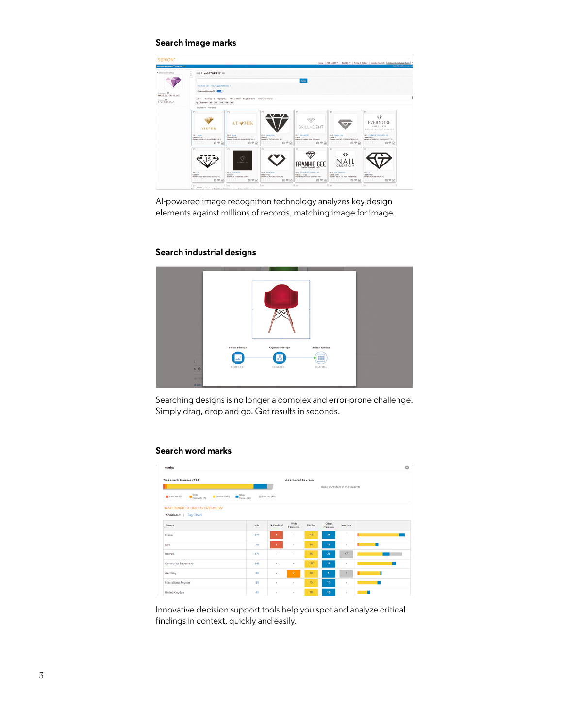## Search image marks

AI-powered image recognition technology analyzes key design elements against millions of records, matching image for image.

## Search industrial designs

Searching designs is no longer a complex and error-prone challenge. Simply drag, drop and go. Get results in seconds.

## Search word marks

Innovative decision support tools help you spot and analyze critical findings in context, quickly and easily.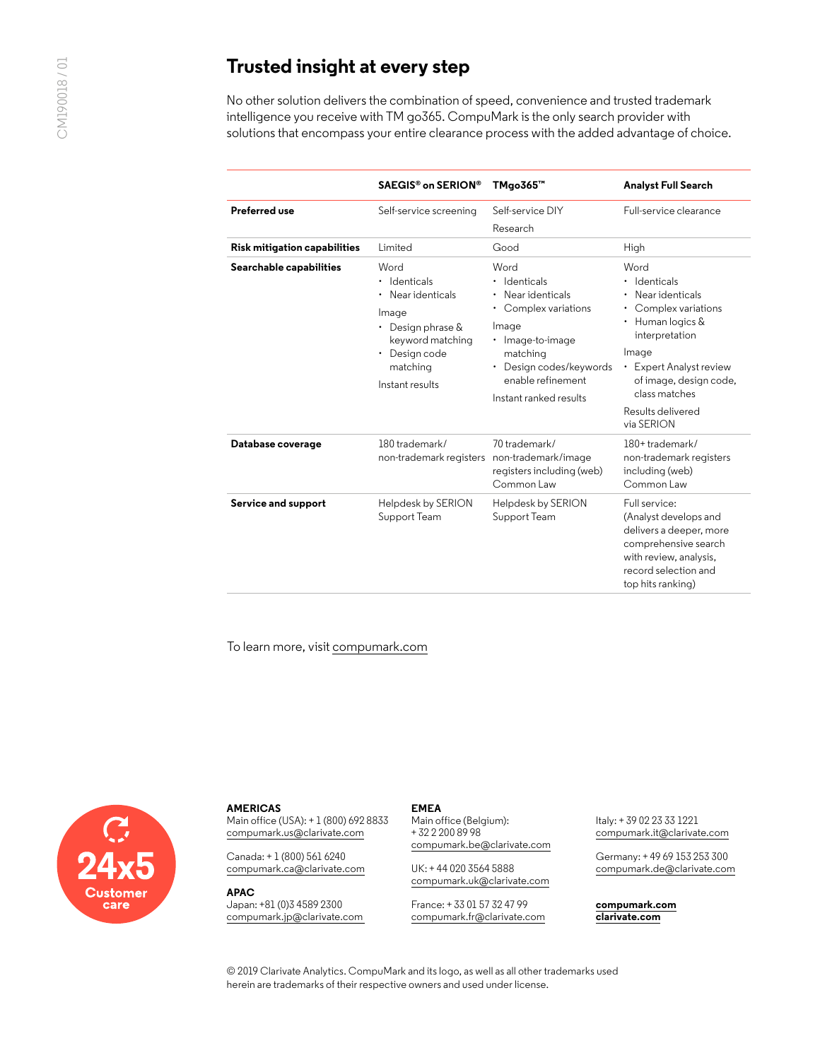## Trusted insight at every step

No other solution delivers the combination of speed, convenience and trusted trademark intelligence you receive with TM go365. CompuMark is the only search provider with solutions that encompass your entire clearance process with the added advantage of choice.

| | SAEGIS® on SERION® | TMgo365™ | Analyst Full Search |
|---|---|---|---|
| **Preferred use** | Self-service screening | Self-service DIY Research | Full-service clearance |
| **Risk mitigation capabilities** | Limited | Good | High |
| **Searchable capabilities** | Word<br>• Identicals<br>• Near identicals<br>Image<br>• Design phrase & keyword matching<br>• Design code matching<br>Instant results | Word<br>• Identicals<br>• Near identicals<br>• Complex variations<br>Image<br>• Image-to-image matching<br>• Design codes/keywords enable refinement<br>Instant ranked results | Word<br>• Identicals<br>• Near identicals<br>• Complex variations<br>• Human logics & interpretation<br>Image<br>• Expert Analyst review of image, design code, class matches<br>Results delivered via SERION |
| **Database coverage** | 180 trademark/ non-trademark registers | 70 trademark/ non-trademark/image registers including (web) Common Law | 180+ trademark/ non-trademark registers including (web) Common Law |
| **Service and support** | Helpdesk by SERION Support Team | Helpdesk by SERION Support Team | Full service: (Analyst develops and delivers a deeper, more comprehensive search with review, analysis, record selection and top hits ranking) |

To learn more, visit compumark.com

24x5 Customer care

**AMERICAS**
Main office (USA): + 1 (800) 692 8833
compumark.us@clarivate.com

Canada: + 1 (800) 561 6240
compumark.ca@clarivate.com

**APAC**
Japan: +81 (0)3 4589 2300
compumark.jp@clarivate.com

**EMEA**
Main office (Belgium):
+ 32 2 200 89 98
compumark.be@clarivate.com

UK: + 44 020 3564 5888
compumark.uk@clarivate.com

France: + 33 01 57 32 47 99
compumark.fr@clarivate.com

Italy: + 39 02 23 33 1221
compumark.it@clarivate.com

Germany: + 49 69 153 253 300
compumark.de@clarivate.com

**compumark.com**
**clarivate.com**

© 2019 Clarivate Analytics. CompuMark and its logo, as well as all other trademarks used herein are trademarks of their respective owners and used under license.